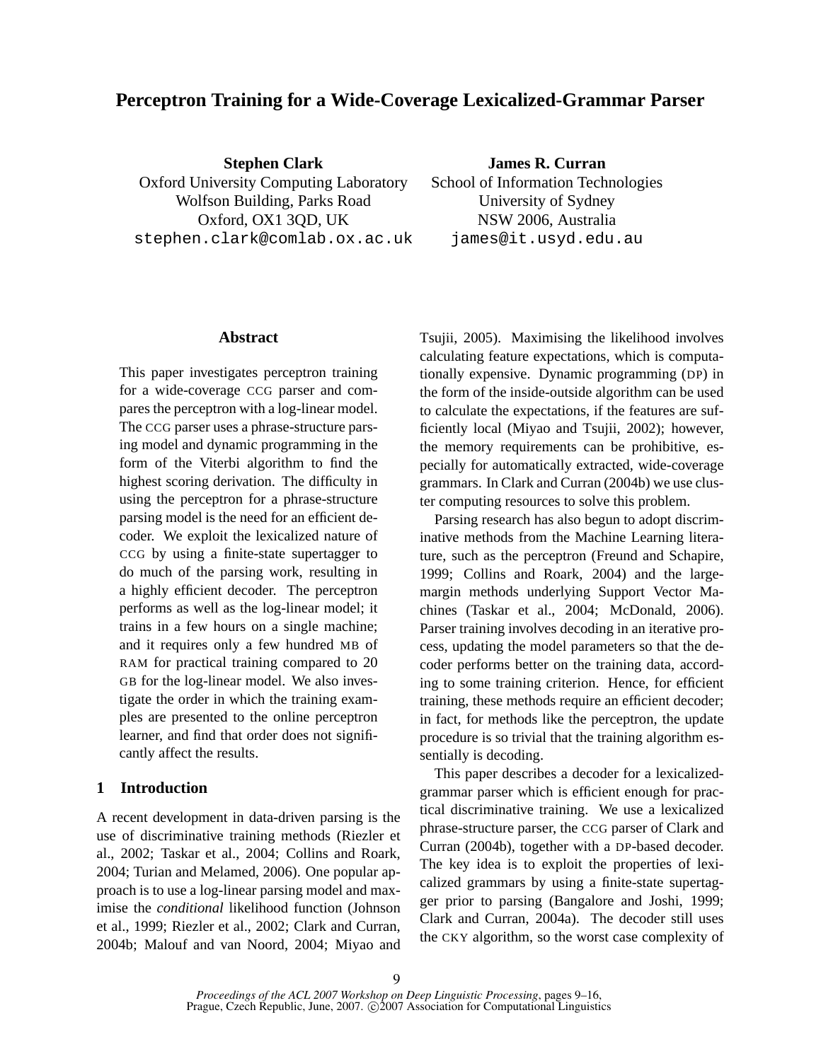# Perceptron Training for a Wide-Coverage Lexicalized-Grammar Parser

**Stephen Clark**
Oxford University Computing Laboratory
Wolfson Building, Parks Road
Oxford, OX1 3QD, UK
stephen.clark@comlab.ox.ac.uk

**James R. Curran**
School of Information Technologies
University of Sydney
NSW 2006, Australia
james@it.usyd.edu.au

## Abstract

This paper investigates perceptron training for a wide-coverage CCG parser and compares the perceptron with a log-linear model. The CCG parser uses a phrase-structure parsing model and dynamic programming in the form of the Viterbi algorithm to find the highest scoring derivation. The difficulty in using the perceptron for a phrase-structure parsing model is the need for an efficient decoder. We exploit the lexicalized nature of CCG by using a finite-state supertagger to do much of the parsing work, resulting in a highly efficient decoder. The perceptron performs as well as the log-linear model; it trains in a few hours on a single machine; and it requires only a few hundred MB of RAM for practical training compared to 20 GB for the log-linear model. We also investigate the order in which the training examples are presented to the online perceptron learner, and find that order does not significantly affect the results.

## 1 Introduction

A recent development in data-driven parsing is the use of discriminative training methods (Riezler et al., 2002; Taskar et al., 2004; Collins and Roark, 2004; Turian and Melamed, 2006). One popular approach is to use a log-linear parsing model and maximise the *conditional* likelihood function (Johnson et al., 1999; Riezler et al., 2002; Clark and Curran, 2004b; Malouf and van Noord, 2004; Miyao and Tsujii, 2005). Maximising the likelihood involves calculating feature expectations, which is computationally expensive. Dynamic programming (DP) in the form of the inside-outside algorithm can be used to calculate the expectations, if the features are sufficiently local (Miyao and Tsujii, 2002); however, the memory requirements can be prohibitive, especially for automatically extracted, wide-coverage grammars. In Clark and Curran (2004b) we use cluster computing resources to solve this problem.

Parsing research has also begun to adopt discriminative methods from the Machine Learning literature, such as the perceptron (Freund and Schapire, 1999; Collins and Roark, 2004) and the large-margin methods underlying Support Vector Machines (Taskar et al., 2004; McDonald, 2006). Parser training involves decoding in an iterative process, updating the model parameters so that the decoder performs better on the training data, according to some training criterion. Hence, for efficient training, these methods require an efficient decoder; in fact, for methods like the perceptron, the update procedure is so trivial that the training algorithm essentially is decoding.

This paper describes a decoder for a lexicalized-grammar parser which is efficient enough for practical discriminative training. We use a lexicalized phrase-structure parser, the CCG parser of Clark and Curran (2004b), together with a DP-based decoder. The key idea is to exploit the properties of lexicalized grammars by using a finite-state supertagger prior to parsing (Bangalore and Joshi, 1999; Clark and Curran, 2004a). The decoder still uses the CKY algorithm, so the worst case complexity of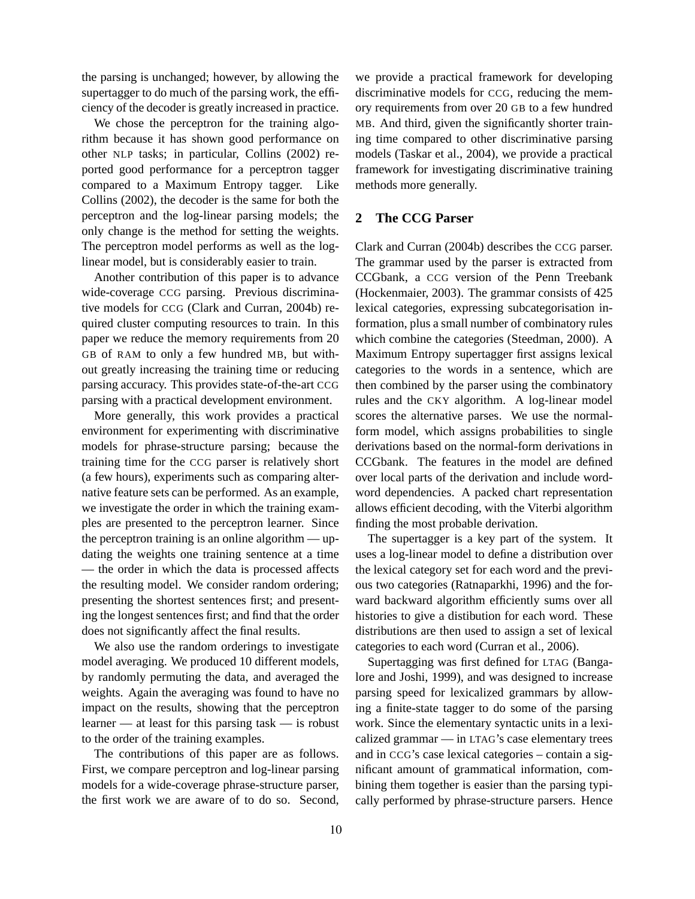the parsing is unchanged; however, by allowing the supertagger to do much of the parsing work, the efficiency of the decoder is greatly increased in practice.

We chose the perceptron for the training algorithm because it has shown good performance on other NLP tasks; in particular, Collins (2002) reported good performance for a perceptron tagger compared to a Maximum Entropy tagger. Like Collins (2002), the decoder is the same for both the perceptron and the log-linear parsing models; the only change is the method for setting the weights. The perceptron model performs as well as the log-linear model, but is considerably easier to train.

Another contribution of this paper is to advance wide-coverage CCG parsing. Previous discriminative models for CCG (Clark and Curran, 2004b) required cluster computing resources to train. In this paper we reduce the memory requirements from 20 GB of RAM to only a few hundred MB, but without greatly increasing the training time or reducing parsing accuracy. This provides state-of-the-art CCG parsing with a practical development environment.

More generally, this work provides a practical environment for experimenting with discriminative models for phrase-structure parsing; because the training time for the CCG parser is relatively short (a few hours), experiments such as comparing alternative feature sets can be performed. As an example, we investigate the order in which the training examples are presented to the perceptron learner. Since the perceptron training is an online algorithm — updating the weights one training sentence at a time — the order in which the data is processed affects the resulting model. We consider random ordering; presenting the shortest sentences first; and presenting the longest sentences first; and find that the order does not significantly affect the final results.

We also use the random orderings to investigate model averaging. We produced 10 different models, by randomly permuting the data, and averaged the weights. Again the averaging was found to have no impact on the results, showing that the perceptron learner — at least for this parsing task — is robust to the order of the training examples.

The contributions of this paper are as follows. First, we compare perceptron and log-linear parsing models for a wide-coverage phrase-structure parser, the first work we are aware of to do so. Second, we provide a practical framework for developing discriminative models for CCG, reducing the memory requirements from over 20 GB to a few hundred MB. And third, given the significantly shorter training time compared to other discriminative parsing models (Taskar et al., 2004), we provide a practical framework for investigating discriminative training methods more generally.

## 2 The CCG Parser

Clark and Curran (2004b) describes the CCG parser. The grammar used by the parser is extracted from CCGbank, a CCG version of the Penn Treebank (Hockenmaier, 2003). The grammar consists of 425 lexical categories, expressing subcategorisation information, plus a small number of combinatory rules which combine the categories (Steedman, 2000). A Maximum Entropy supertagger first assigns lexical categories to the words in a sentence, which are then combined by the parser using the combinatory rules and the CKY algorithm. A log-linear model scores the alternative parses. We use the normal-form model, which assigns probabilities to single derivations based on the normal-form derivations in CCGbank. The features in the model are defined over local parts of the derivation and include word-word dependencies. A packed chart representation allows efficient decoding, with the Viterbi algorithm finding the most probable derivation.

The supertagger is a key part of the system. It uses a log-linear model to define a distribution over the lexical category set for each word and the previous two categories (Ratnaparkhi, 1996) and the forward backward algorithm efficiently sums over all histories to give a distibution for each word. These distributions are then used to assign a set of lexical categories to each word (Curran et al., 2006).

Supertagging was first defined for LTAG (Bangalore and Joshi, 1999), and was designed to increase parsing speed for lexicalized grammars by allowing a finite-state tagger to do some of the parsing work. Since the elementary syntactic units in a lexicalized grammar — in LTAG's case elementary trees and in CCG's case lexical categories – contain a significant amount of grammatical information, combining them together is easier than the parsing typically performed by phrase-structure parsers. Hence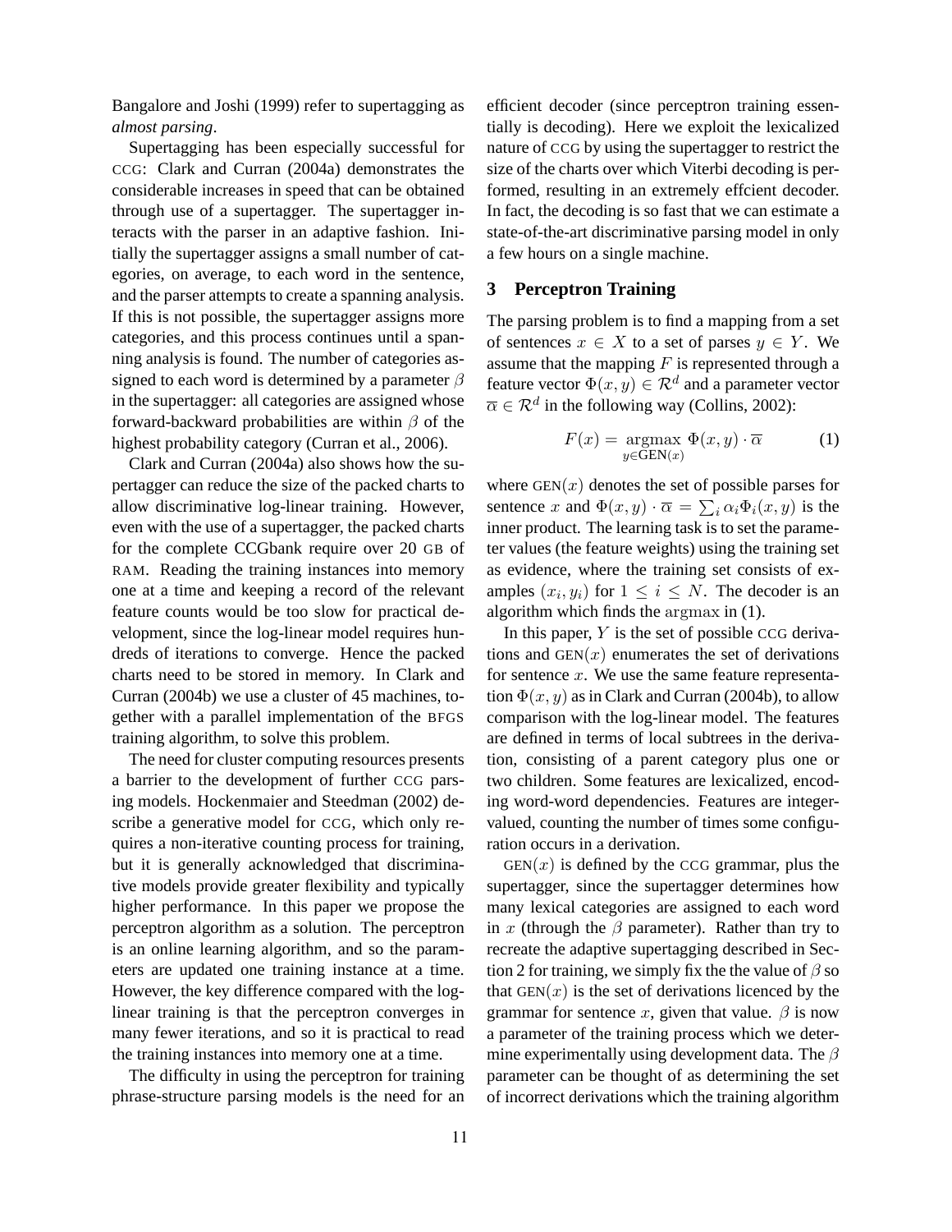Bangalore and Joshi (1999) refer to supertagging as *almost parsing*.

Supertagging has been especially successful for CCG: Clark and Curran (2004a) demonstrates the considerable increases in speed that can be obtained through use of a supertagger. The supertagger interacts with the parser in an adaptive fashion. Initially the supertagger assigns a small number of categories, on average, to each word in the sentence, and the parser attempts to create a spanning analysis. If this is not possible, the supertagger assigns more categories, and this process continues until a spanning analysis is found. The number of categories assigned to each word is determined by a parameter $\beta$ in the supertagger: all categories are assigned whose forward-backward probabilities are within $\beta$ of the highest probability category (Curran et al., 2006).

Clark and Curran (2004a) also shows how the supertagger can reduce the size of the packed charts to allow discriminative log-linear training. However, even with the use of a supertagger, the packed charts for the complete CCGbank require over 20 GB of RAM. Reading the training instances into memory one at a time and keeping a record of the relevant feature counts would be too slow for practical development, since the log-linear model requires hundreds of iterations to converge. Hence the packed charts need to be stored in memory. In Clark and Curran (2004b) we use a cluster of 45 machines, together with a parallel implementation of the BFGS training algorithm, to solve this problem.

The need for cluster computing resources presents a barrier to the development of further CCG parsing models. Hockenmaier and Steedman (2002) describe a generative model for CCG, which only requires a non-iterative counting process for training, but it is generally acknowledged that discriminative models provide greater flexibility and typically higher performance. In this paper we propose the perceptron algorithm as a solution. The perceptron is an online learning algorithm, and so the parameters are updated one training instance at a time. However, the key difference compared with the log-linear training is that the perceptron converges in many fewer iterations, and so it is practical to read the training instances into memory one at a time.

The difficulty in using the perceptron for training phrase-structure parsing models is the need for an efficient decoder (since perceptron training essentially is decoding). Here we exploit the lexicalized nature of CCG by using the supertagger to restrict the size of the charts over which Viterbi decoding is performed, resulting in an extremely effcient decoder. In fact, the decoding is so fast that we can estimate a state-of-the-art discriminative parsing model in only a few hours on a single machine.

## 3 Perceptron Training

The parsing problem is to find a mapping from a set of sentences $x \in X$ to a set of parses $y \in Y$. We assume that the mapping $F$ is represented through a feature vector $\Phi(x, y) \in \mathcal{R}^d$ and a parameter vector $\overline{\alpha} \in \mathcal{R}^d$ in the following way (Collins, 2002):

$$F(x) = \underset{y \in \text{GEN}(x)}{\operatorname{argmax}} \ \Phi(x, y) \cdot \overline{\alpha} \tag{1}$$

where $\text{GEN}(x)$ denotes the set of possible parses for sentence $x$ and $\Phi(x, y) \cdot \overline{\alpha} = \sum_i \alpha_i \Phi_i(x, y)$ is the inner product. The learning task is to set the parameter values (the feature weights) using the training set as evidence, where the training set consists of examples $(x_i, y_i)$ for $1 \leq i \leq N$. The decoder is an algorithm which finds the $\operatorname{argmax}$ in (1).

In this paper, $Y$ is the set of possible CCG derivations and $\text{GEN}(x)$ enumerates the set of derivations for sentence $x$. We use the same feature representation $\Phi(x, y)$ as in Clark and Curran (2004b), to allow comparison with the log-linear model. The features are defined in terms of local subtrees in the derivation, consisting of a parent category plus one or two children. Some features are lexicalized, encoding word-word dependencies. Features are integer-valued, counting the number of times some configuration occurs in a derivation.

$\text{GEN}(x)$ is defined by the CCG grammar, plus the supertagger, since the supertagger determines how many lexical categories are assigned to each word in $x$ (through the $\beta$ parameter). Rather than try to recreate the adaptive supertagging described in Section 2 for training, we simply fix the the value of $\beta$ so that $\text{GEN}(x)$ is the set of derivations licenced by the grammar for sentence $x$, given that value. $\beta$ is now a parameter of the training process which we determine experimentally using development data. The $\beta$ parameter can be thought of as determining the set of incorrect derivations which the training algorithm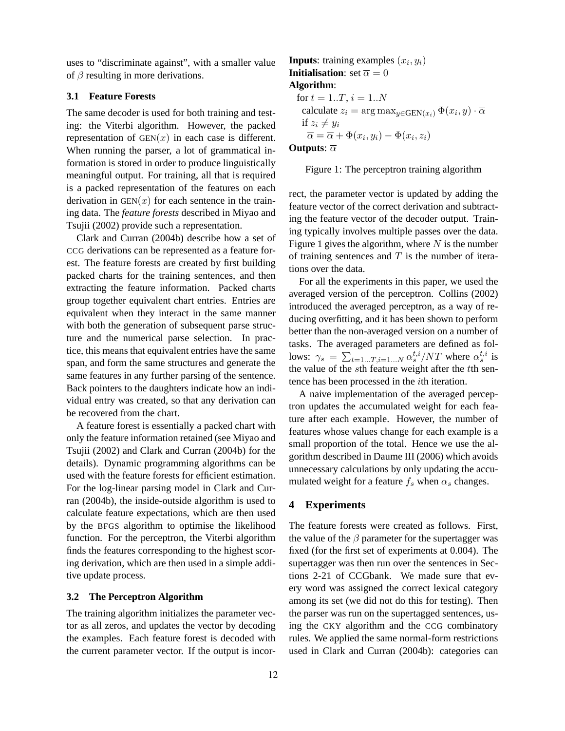uses to "discriminate against", with a smaller value of $\beta$ resulting in more derivations.

### 3.1 Feature Forests

The same decoder is used for both training and testing: the Viterbi algorithm. However, the packed representation of $\text{GEN}(x)$ in each case is different. When running the parser, a lot of grammatical information is stored in order to produce linguistically meaningful output. For training, all that is required is a packed representation of the features on each derivation in $\text{GEN}(x)$ for each sentence in the training data. The *feature forests* described in Miyao and Tsujii (2002) provide such a representation.

Clark and Curran (2004b) describe how a set of CCG derivations can be represented as a feature forest. The feature forests are created by first building packed charts for the training sentences, and then extracting the feature information. Packed charts group together equivalent chart entries. Entries are equivalent when they interact in the same manner with both the generation of subsequent parse structure and the numerical parse selection. In practice, this means that equivalent entries have the same span, and form the same structures and generate the same features in any further parsing of the sentence. Back pointers to the daughters indicate how an individual entry was created, so that any derivation can be recovered from the chart.

A feature forest is essentially a packed chart with only the feature information retained (see Miyao and Tsujii (2002) and Clark and Curran (2004b) for the details). Dynamic programming algorithms can be used with the feature forests for efficient estimation. For the log-linear parsing model in Clark and Curran (2004b), the inside-outside algorithm is used to calculate feature expectations, which are then used by the BFGS algorithm to optimise the likelihood function. For the perceptron, the Viterbi algorithm finds the features corresponding to the highest scoring derivation, which are then used in a simple additive update process.

### 3.2 The Perceptron Algorithm

The training algorithm initializes the parameter vector as all zeros, and updates the vector by decoding the examples. Each feature forest is decoded with the current parameter vector. If the output is incorrect, the parameter vector is updated by adding the feature vector of the correct derivation and subtracting the feature vector of the decoder output. Training typically involves multiple passes over the data. Figure 1 gives the algorithm, where $N$ is the number of training sentences and $T$ is the number of iterations over the data.

**Inputs**: training examples $(x_i, y_i)$
**Initialisation**: set $\overline{\alpha} = 0$
**Algorithm**:
  for $t = 1..T$, $i = 1..N$
    calculate $z_i = \arg\max_{y \in \text{GEN}(x_i)} \Phi(x_i, y) \cdot \overline{\alpha}$
    if $z_i \neq y_i$
      $\overline{\alpha} = \overline{\alpha} + \Phi(x_i, y_i) - \Phi(x_i, z_i)$
**Outputs**: $\overline{\alpha}$

Figure 1: The perceptron training algorithm

For all the experiments in this paper, we used the averaged version of the perceptron. Collins (2002) introduced the averaged perceptron, as a way of reducing overfitting, and it has been shown to perform better than the non-averaged version on a number of tasks. The averaged parameters are defined as follows: $\gamma_s = \sum_{t=1...T, i=1...N} \alpha_s^{t,i} / NT$ where $\alpha_s^{t,i}$ is the value of the $s$th feature weight after the $t$th sentence has been processed in the $i$th iteration.

A naive implementation of the averaged perceptron updates the accumulated weight for each feature after each example. However, the number of features whose values change for each example is a small proportion of the total. Hence we use the algorithm described in Daume III (2006) which avoids unnecessary calculations by only updating the accumulated weight for a feature $f_s$ when $\alpha_s$ changes.

## 4 Experiments

The feature forests were created as follows. First, the value of the $\beta$ parameter for the supertagger was fixed (for the first set of experiments at 0.004). The supertagger was then run over the sentences in Sections 2-21 of CCGbank. We made sure that every word was assigned the correct lexical category among its set (we did not do this for testing). Then the parser was run on the supertagged sentences, using the CKY algorithm and the CCG combinatory rules. We applied the same normal-form restrictions used in Clark and Curran (2004b): categories can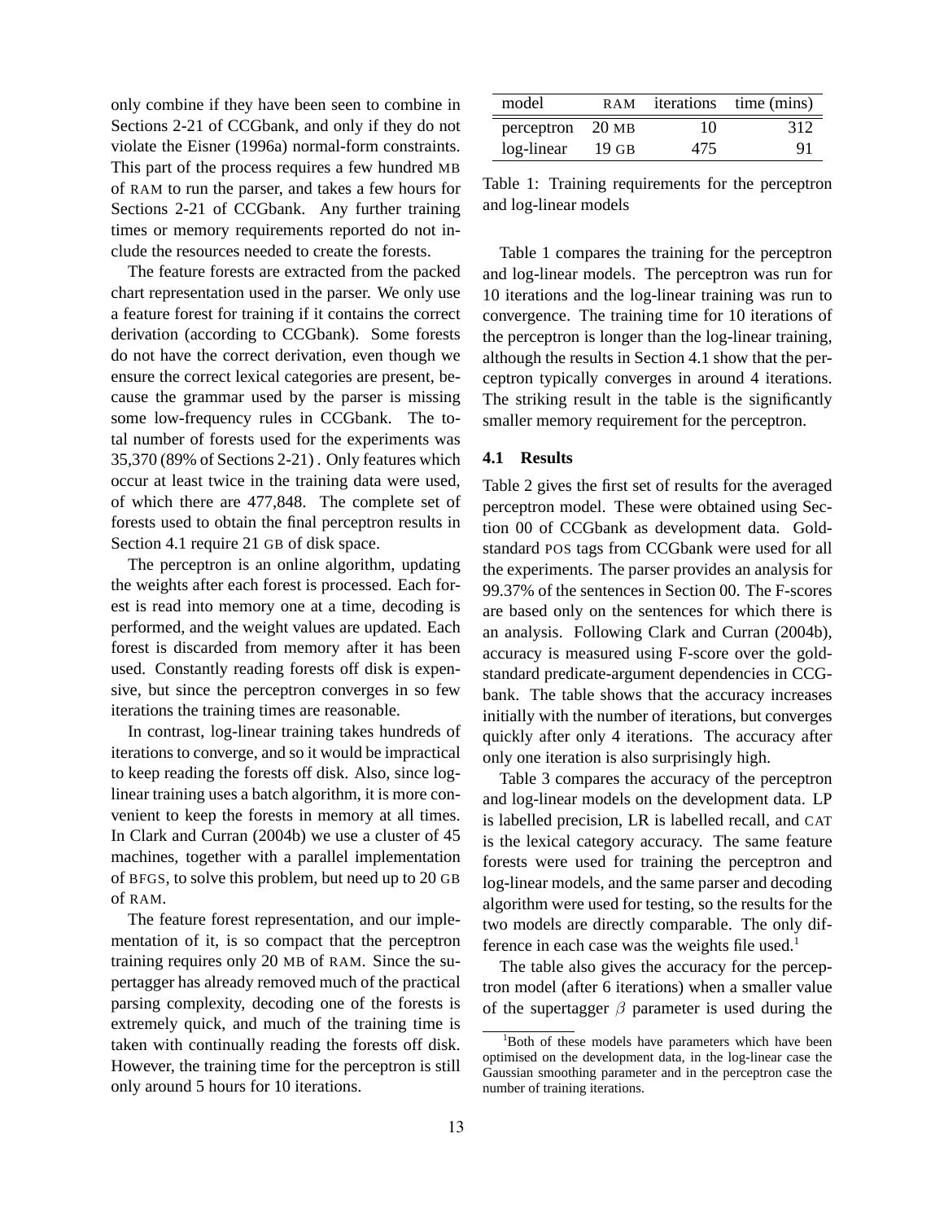only combine if they have been seen to combine in Sections 2-21 of CCGbank, and only if they do not violate the Eisner (1996a) normal-form constraints. This part of the process requires a few hundred MB of RAM to run the parser, and takes a few hours for Sections 2-21 of CCGbank. Any further training times or memory requirements reported do not include the resources needed to create the forests.

The feature forests are extracted from the packed chart representation used in the parser. We only use a feature forest for training if it contains the correct derivation (according to CCGbank). Some forests do not have the correct derivation, even though we ensure the correct lexical categories are present, because the grammar used by the parser is missing some low-frequency rules in CCGbank. The total number of forests used for the experiments was 35,370 (89% of Sections 2-21) . Only features which occur at least twice in the training data were used, of which there are 477,848. The complete set of forests used to obtain the final perceptron results in Section 4.1 require 21 GB of disk space.

The perceptron is an online algorithm, updating the weights after each forest is processed. Each forest is read into memory one at a time, decoding is performed, and the weight values are updated. Each forest is discarded from memory after it has been used. Constantly reading forests off disk is expensive, but since the perceptron converges in so few iterations the training times are reasonable.

In contrast, log-linear training takes hundreds of iterations to converge, and so it would be impractical to keep reading the forests off disk. Also, since log-linear training uses a batch algorithm, it is more convenient to keep the forests in memory at all times. In Clark and Curran (2004b) we use a cluster of 45 machines, together with a parallel implementation of BFGS, to solve this problem, but need up to 20 GB of RAM.

The feature forest representation, and our implementation of it, is so compact that the perceptron training requires only 20 MB of RAM. Since the supertagger has already removed much of the practical parsing complexity, decoding one of the forests is extremely quick, and much of the training time is taken with continually reading the forests off disk. However, the training time for the perceptron is still only around 5 hours for 10 iterations.

| model | RAM | iterations | time (mins) |
|---|---|---|---|
| perceptron | 20 MB | 10 | 312 |
| log-linear | 19 GB | 475 | 91 |

Table 1: Training requirements for the perceptron and log-linear models

Table 1 compares the training for the perceptron and log-linear models. The perceptron was run for 10 iterations and the log-linear training was run to convergence. The training time for 10 iterations of the perceptron is longer than the log-linear training, although the results in Section 4.1 show that the perceptron typically converges in around 4 iterations. The striking result in the table is the significantly smaller memory requirement for the perceptron.

### 4.1 Results

Table 2 gives the first set of results for the averaged perceptron model. These were obtained using Section 00 of CCGbank as development data. Gold-standard POS tags from CCGbank were used for all the experiments. The parser provides an analysis for 99.37% of the sentences in Section 00. The F-scores are based only on the sentences for which there is an analysis. Following Clark and Curran (2004b), accuracy is measured using F-score over the gold-standard predicate-argument dependencies in CCGbank. The table shows that the accuracy increases initially with the number of iterations, but converges quickly after only 4 iterations. The accuracy after only one iteration is also surprisingly high.

Table 3 compares the accuracy of the perceptron and log-linear models on the development data. LP is labelled precision, LR is labelled recall, and CAT is the lexical category accuracy. The same feature forests were used for training the perceptron and log-linear models, and the same parser and decoding algorithm were used for testing, so the results for the two models are directly comparable. The only difference in each case was the weights file used.[1]

The table also gives the accuracy for the perceptron model (after 6 iterations) when a smaller value of the supertagger $\beta$ parameter is used during the

[1]Both of these models have parameters which have been optimised on the development data, in the log-linear case the Gaussian smoothing parameter and in the perceptron case the number of training iterations.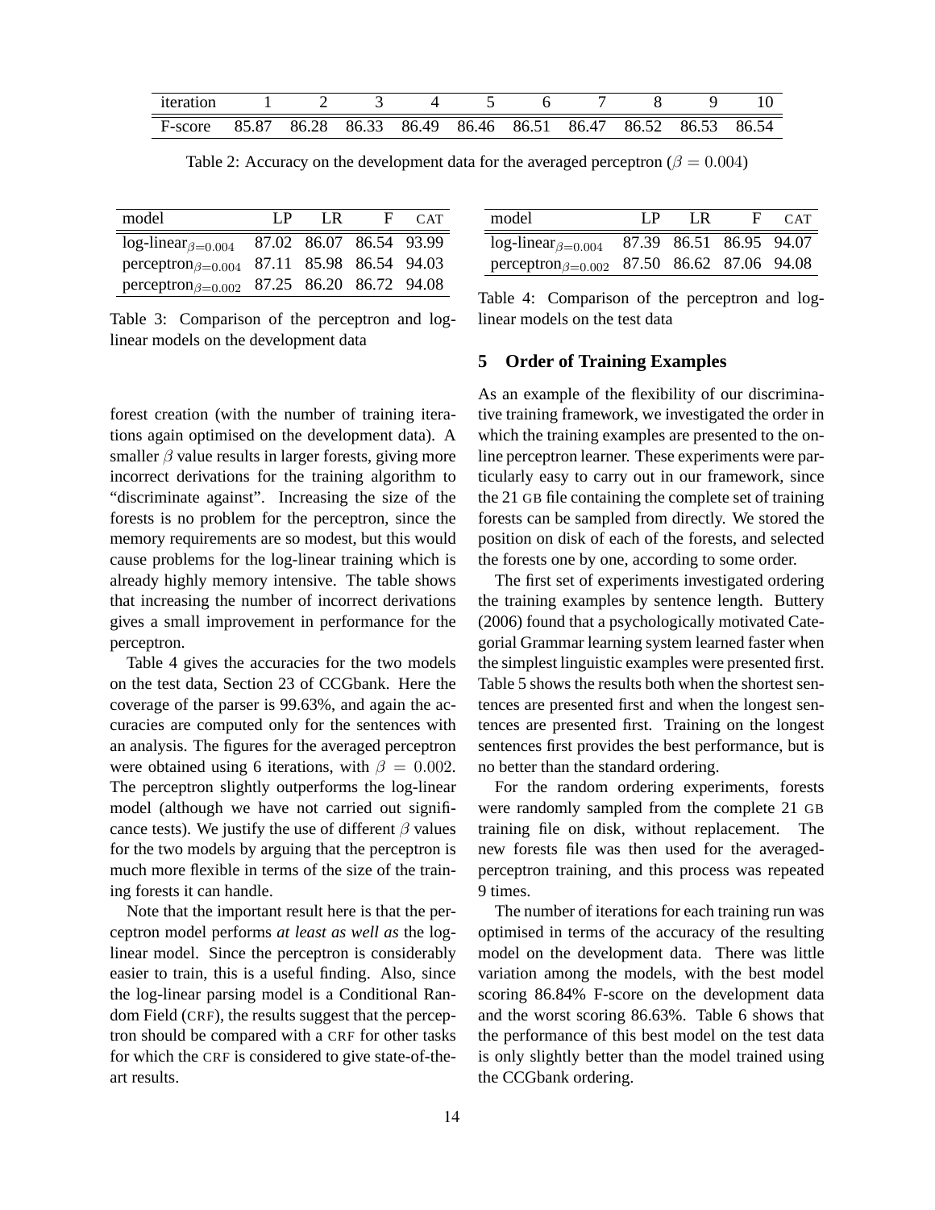| iteration | 1 | 2 | 3 | 4 | 5 | 6 | 7 | 8 | 9 | 10 |
|---|---|---|---|---|---|---|---|---|---|---|
| F-score | 85.87 | 86.28 | 86.33 | 86.49 | 86.46 | 86.51 | 86.47 | 86.52 | 86.53 | 86.54 |

Table 2: Accuracy on the development data for the averaged perceptron ($\beta = 0.004$)

| model | LP | LR | F | CAT |
|---|---|---|---|---|
| log-linear$_{\beta=0.004}$ | 87.02 | 86.07 | 86.54 | 93.99 |
| perceptron$_{\beta=0.004}$ | 87.11 | 85.98 | 86.54 | 94.03 |
| perceptron$_{\beta=0.002}$ | 87.25 | 86.20 | 86.72 | 94.08 |

Table 3: Comparison of the perceptron and log-linear models on the development data

| model | LP | LR | F | CAT |
|---|---|---|---|---|
| log-linear$_{\beta=0.004}$ | 87.39 | 86.51 | 86.95 | 94.07 |
| perceptron$_{\beta=0.002}$ | 87.50 | 86.62 | 87.06 | 94.08 |

Table 4: Comparison of the perceptron and log-linear models on the test data

forest creation (with the number of training iterations again optimised on the development data). A smaller $\beta$ value results in larger forests, giving more incorrect derivations for the training algorithm to "discriminate against". Increasing the size of the forests is no problem for the perceptron, since the memory requirements are so modest, but this would cause problems for the log-linear training which is already highly memory intensive. The table shows that increasing the number of incorrect derivations gives a small improvement in performance for the perceptron.

Table 4 gives the accuracies for the two models on the test data, Section 23 of CCGbank. Here the coverage of the parser is 99.63%, and again the accuracies are computed only for the sentences with an analysis. The figures for the averaged perceptron were obtained using 6 iterations, with $\beta = 0.002$. The perceptron slightly outperforms the log-linear model (although we have not carried out significance tests). We justify the use of different $\beta$ values for the two models by arguing that the perceptron is much more flexible in terms of the size of the training forests it can handle.

Note that the important result here is that the perceptron model performs *at least as well as* the log-linear model. Since the perceptron is considerably easier to train, this is a useful finding. Also, since the log-linear parsing model is a Conditional Random Field (CRF), the results suggest that the perceptron should be compared with a CRF for other tasks for which the CRF is considered to give state-of-the-art results.

## 5 Order of Training Examples

As an example of the flexibility of our discriminative training framework, we investigated the order in which the training examples are presented to the online perceptron learner. These experiments were particularly easy to carry out in our framework, since the 21 GB file containing the complete set of training forests can be sampled from directly. We stored the position on disk of each of the forests, and selected the forests one by one, according to some order.

The first set of experiments investigated ordering the training examples by sentence length. Buttery (2006) found that a psychologically motivated Categorial Grammar learning system learned faster when the simplest linguistic examples were presented first. Table 5 shows the results both when the shortest sentences are presented first and when the longest sentences are presented first. Training on the longest sentences first provides the best performance, but is no better than the standard ordering.

For the random ordering experiments, forests were randomly sampled from the complete 21 GB training file on disk, without replacement. The new forests file was then used for the averaged-perceptron training, and this process was repeated 9 times.

The number of iterations for each training run was optimised in terms of the accuracy of the resulting model on the development data. There was little variation among the models, with the best model scoring 86.84% F-score on the development data and the worst scoring 86.63%. Table 6 shows that the performance of this best model on the test data is only slightly better than the model trained using the CCGbank ordering.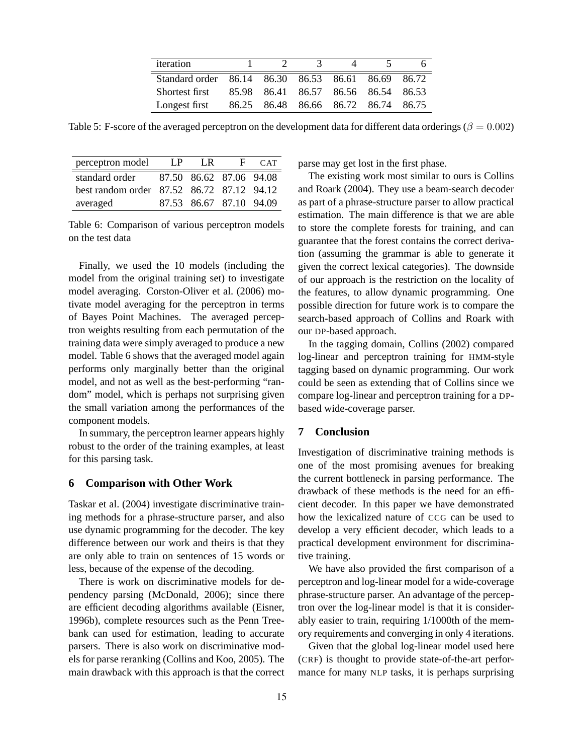| iteration | 1 | 2 | 3 | 4 | 5 | 6 |
|---|---|---|---|---|---|---|
| Standard order | 86.14 | 86.30 | 86.53 | 86.61 | 86.69 | 86.72 |
| Shortest first | 85.98 | 86.41 | 86.57 | 86.56 | 86.54 | 86.53 |
| Longest first | 86.25 | 86.48 | 86.66 | 86.72 | 86.74 | 86.75 |

Table 5: F-score of the averaged perceptron on the development data for different data orderings ($\beta = 0.002$)

| perceptron model | LP | LR | F | CAT |
|---|---|---|---|---|
| standard order | 87.50 | 86.62 | 87.06 | 94.08 |
| best random order | 87.52 | 86.72 | 87.12 | 94.12 |
| averaged | 87.53 | 86.67 | 87.10 | 94.09 |

Table 6: Comparison of various perceptron models on the test data

Finally, we used the 10 models (including the model from the original training set) to investigate model averaging. Corston-Oliver et al. (2006) motivate model averaging for the perceptron in terms of Bayes Point Machines. The averaged perceptron weights resulting from each permutation of the training data were simply averaged to produce a new model. Table 6 shows that the averaged model again performs only marginally better than the original model, and not as well as the best-performing "random" model, which is perhaps not surprising given the small variation among the performances of the component models.

In summary, the perceptron learner appears highly robust to the order of the training examples, at least for this parsing task.

## 6 Comparison with Other Work

Taskar et al. (2004) investigate discriminative training methods for a phrase-structure parser, and also use dynamic programming for the decoder. The key difference between our work and theirs is that they are only able to train on sentences of 15 words or less, because of the expense of the decoding.

There is work on discriminative models for dependency parsing (McDonald, 2006); since there are efficient decoding algorithms available (Eisner, 1996b), complete resources such as the Penn Treebank can used for estimation, leading to accurate parsers. There is also work on discriminative models for parse reranking (Collins and Koo, 2005). The main drawback with this approach is that the correct parse may get lost in the first phase.

The existing work most similar to ours is Collins and Roark (2004). They use a beam-search decoder as part of a phrase-structure parser to allow practical estimation. The main difference is that we are able to store the complete forests for training, and can guarantee that the forest contains the correct derivation (assuming the grammar is able to generate it given the correct lexical categories). The downside of our approach is the restriction on the locality of the features, to allow dynamic programming. One possible direction for future work is to compare the search-based approach of Collins and Roark with our DP-based approach.

In the tagging domain, Collins (2002) compared log-linear and perceptron training for HMM-style tagging based on dynamic programming. Our work could be seen as extending that of Collins since we compare log-linear and perceptron training for a DP-based wide-coverage parser.

## 7 Conclusion

Investigation of discriminative training methods is one of the most promising avenues for breaking the current bottleneck in parsing performance. The drawback of these methods is the need for an efficient decoder. In this paper we have demonstrated how the lexicalized nature of CCG can be used to develop a very efficient decoder, which leads to a practical development environment for discriminative training.

We have also provided the first comparison of a perceptron and log-linear model for a wide-coverage phrase-structure parser. An advantage of the perceptron over the log-linear model is that it is considerably easier to train, requiring 1/1000th of the memory requirements and converging in only 4 iterations.

Given that the global log-linear model used here (CRF) is thought to provide state-of-the-art performance for many NLP tasks, it is perhaps surprising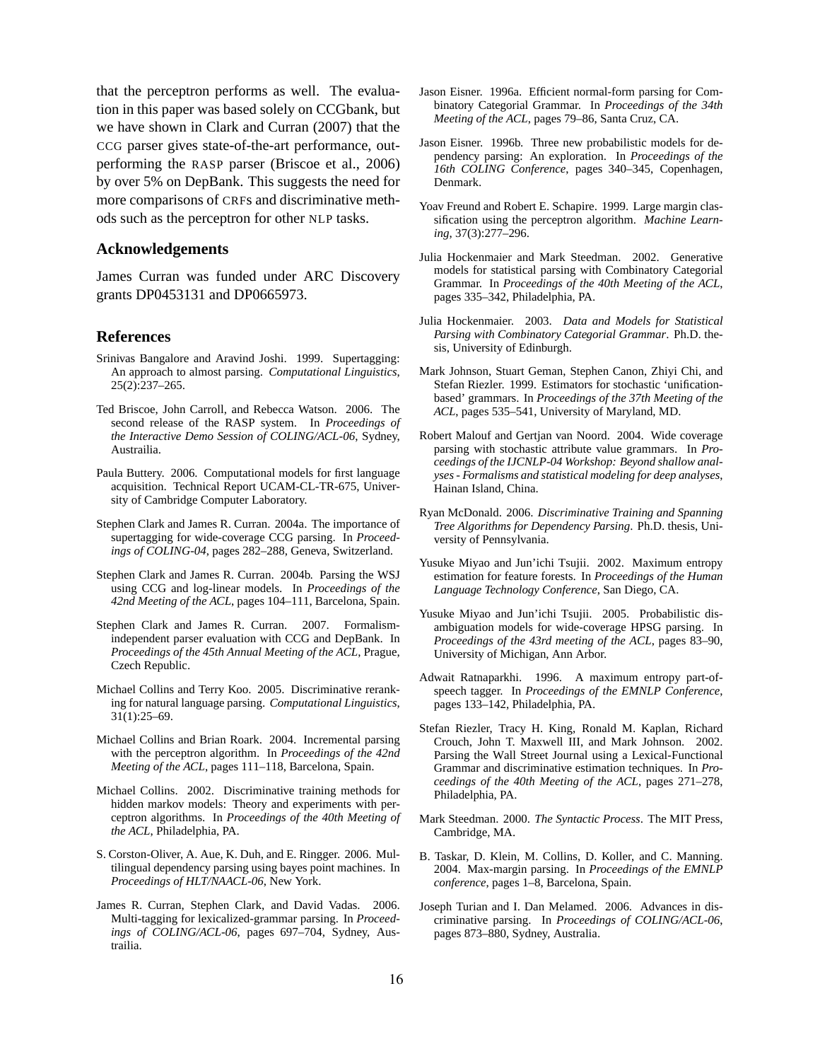that the perceptron performs as well. The evaluation in this paper was based solely on CCGbank, but we have shown in Clark and Curran (2007) that the CCG parser gives state-of-the-art performance, outperforming the RASP parser (Briscoe et al., 2006) by over 5% on DepBank. This suggests the need for more comparisons of CRFs and discriminative methods such as the perceptron for other NLP tasks.

## Acknowledgements

James Curran was funded under ARC Discovery grants DP0453131 and DP0665973.

## References

Srinivas Bangalore and Aravind Joshi. 1999. Supertagging: An approach to almost parsing. *Computational Linguistics*, 25(2):237–265.

Ted Briscoe, John Carroll, and Rebecca Watson. 2006. The second release of the RASP system. In *Proceedings of the Interactive Demo Session of COLING/ACL-06*, Sydney, Austrailia.

Paula Buttery. 2006. Computational models for first language acquisition. Technical Report UCAM-CL-TR-675, University of Cambridge Computer Laboratory.

Stephen Clark and James R. Curran. 2004a. The importance of supertagging for wide-coverage CCG parsing. In *Proceedings of COLING-04*, pages 282–288, Geneva, Switzerland.

Stephen Clark and James R. Curran. 2004b. Parsing the WSJ using CCG and log-linear models. In *Proceedings of the 42nd Meeting of the ACL*, pages 104–111, Barcelona, Spain.

Stephen Clark and James R. Curran. 2007. Formalism-independent parser evaluation with CCG and DepBank. In *Proceedings of the 45th Annual Meeting of the ACL*, Prague, Czech Republic.

Michael Collins and Terry Koo. 2005. Discriminative reranking for natural language parsing. *Computational Linguistics*, 31(1):25–69.

Michael Collins and Brian Roark. 2004. Incremental parsing with the perceptron algorithm. In *Proceedings of the 42nd Meeting of the ACL*, pages 111–118, Barcelona, Spain.

Michael Collins. 2002. Discriminative training methods for hidden markov models: Theory and experiments with perceptron algorithms. In *Proceedings of the 40th Meeting of the ACL*, Philadelphia, PA.

S. Corston-Oliver, A. Aue, K. Duh, and E. Ringger. 2006. Multilingual dependency parsing using bayes point machines. In *Proceedings of HLT/NAACL-06*, New York.

James R. Curran, Stephen Clark, and David Vadas. 2006. Multi-tagging for lexicalized-grammar parsing. In *Proceedings of COLING/ACL-06*, pages 697–704, Sydney, Austrailia.

Jason Eisner. 1996a. Efficient normal-form parsing for Combinatory Categorial Grammar. In *Proceedings of the 34th Meeting of the ACL*, pages 79–86, Santa Cruz, CA.

Jason Eisner. 1996b. Three new probabilistic models for dependency parsing: An exploration. In *Proceedings of the 16th COLING Conference*, pages 340–345, Copenhagen, Denmark.

Yoav Freund and Robert E. Schapire. 1999. Large margin classification using the perceptron algorithm. *Machine Learning*, 37(3):277–296.

Julia Hockenmaier and Mark Steedman. 2002. Generative models for statistical parsing with Combinatory Categorial Grammar. In *Proceedings of the 40th Meeting of the ACL*, pages 335–342, Philadelphia, PA.

Julia Hockenmaier. 2003. *Data and Models for Statistical Parsing with Combinatory Categorial Grammar*. Ph.D. thesis, University of Edinburgh.

Mark Johnson, Stuart Geman, Stephen Canon, Zhiyi Chi, and Stefan Riezler. 1999. Estimators for stochastic 'unification-based' grammars. In *Proceedings of the 37th Meeting of the ACL*, pages 535–541, University of Maryland, MD.

Robert Malouf and Gertjan van Noord. 2004. Wide coverage parsing with stochastic attribute value grammars. In *Proceedings of the IJCNLP-04 Workshop: Beyond shallow analyses - Formalisms and statistical modeling for deep analyses*, Hainan Island, China.

Ryan McDonald. 2006. *Discriminative Training and Spanning Tree Algorithms for Dependency Parsing*. Ph.D. thesis, University of Pennsylvania.

Yusuke Miyao and Jun'ichi Tsujii. 2002. Maximum entropy estimation for feature forests. In *Proceedings of the Human Language Technology Conference*, San Diego, CA.

Yusuke Miyao and Jun'ichi Tsujii. 2005. Probabilistic disambiguation models for wide-coverage HPSG parsing. In *Proceedings of the 43rd meeting of the ACL*, pages 83–90, University of Michigan, Ann Arbor.

Adwait Ratnaparkhi. 1996. A maximum entropy part-of-speech tagger. In *Proceedings of the EMNLP Conference*, pages 133–142, Philadelphia, PA.

Stefan Riezler, Tracy H. King, Ronald M. Kaplan, Richard Crouch, John T. Maxwell III, and Mark Johnson. 2002. Parsing the Wall Street Journal using a Lexical-Functional Grammar and discriminative estimation techniques. In *Proceedings of the 40th Meeting of the ACL*, pages 271–278, Philadelphia, PA.

Mark Steedman. 2000. *The Syntactic Process*. The MIT Press, Cambridge, MA.

B. Taskar, D. Klein, M. Collins, D. Koller, and C. Manning. 2004. Max-margin parsing. In *Proceedings of the EMNLP conference*, pages 1–8, Barcelona, Spain.

Joseph Turian and I. Dan Melamed. 2006. Advances in discriminative parsing. In *Proceedings of COLING/ACL-06*, pages 873–880, Sydney, Australia.